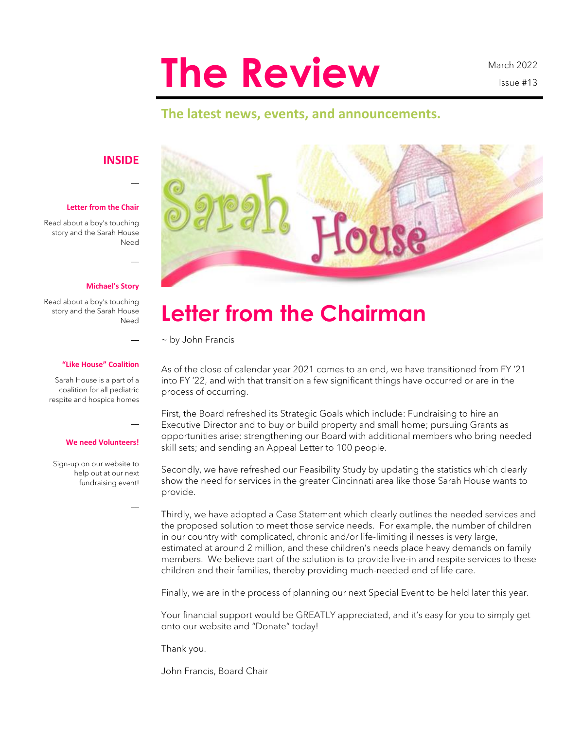# The Review

March 2022

Issue #13

**The latest news, events, and announcements.**

## INSIDE

**Letter from the Chair**

Read about a boy's touching story and the Sarah House Need

**Michael's Story**

Read about a boy's touching story and the Sarah House Need

**"Like House" Coalition**

Sarah House is a part of a coalition for all pediatric respite and hospice homes

**We need Volunteers!**

Sign-up on our website to help out at our next fundraising event!

# Letter from the Chairman

~ by John Francis

As of the close of calendar year 2021 comes to an end, we have transitioned from FY '21 into FY '22, and with that transition a few significant things have occurred or are in the process of occurring.

First, the Board refreshed its Strategic Goals which include: Fundraising to hire an Executive Director and to buy or build property and small home; pursuing Grants as opportunities arise; strengthening our Board with additional members who bring needed skill sets; and sending an Appeal Letter to 100 people.

Secondly, we have refreshed our Feasibility Study by updating the statistics which clearly show the need for services in the greater Cincinnati area like those Sarah House wants to provide.

Thirdly, we have adopted a Case Statement which clearly outlines the needed services and the proposed solution to meet those service needs. For example, the number of children in our country with complicated, chronic and/or life-limiting illnesses is very large, estimated at around 2 million, and these children's needs place heavy demands on family members. We believe part of the solution is to provide live-in and respite services to these children and their families, thereby providing much-needed end of life care.

Finally, we are in the process of planning our next Special Event to be held later this year.

Your financial support would be GREATLY appreciated, and it's easy for you to simply get onto our website and "Donate" today!

Thank you.

John Francis, Board Chair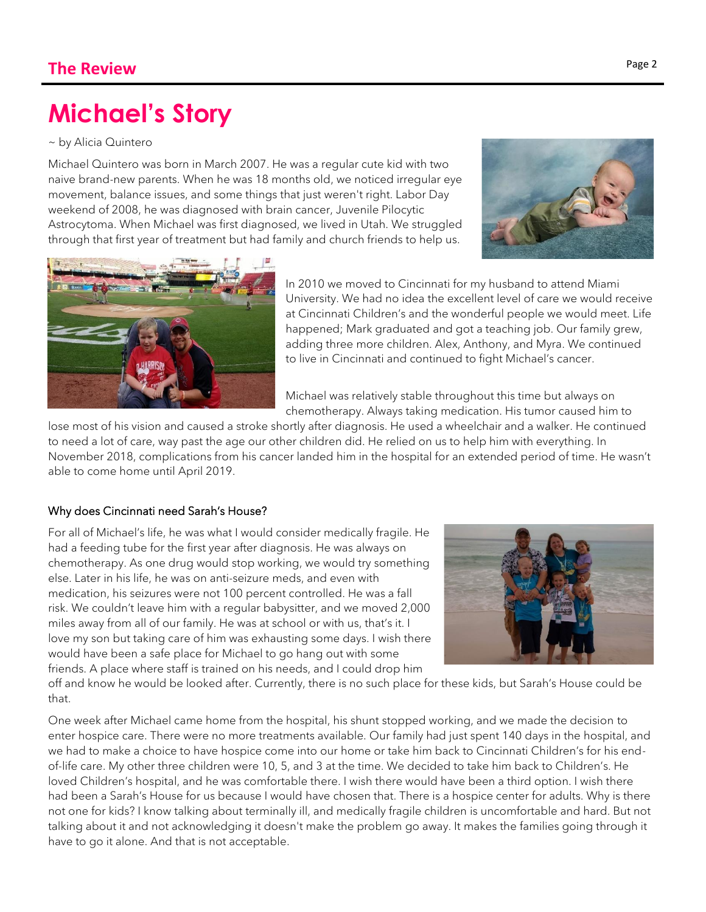# Michael's Story

~ by Alicia Quintero

Michael Quintero was born in March 2007. He was a regular cute kid with two naive brand-new parents. When he was 18 months old, we noticed irregular eye movement, balance issues, and some things that just weren't right. Labor Day weekend of 2008, he was diagnosed with brain cancer, Juvenile Pilocytic Astrocytoma. When Michael was first diagnosed, we lived in Utah. We struggled through that first year of treatment but had family and church friends to help us.

In 2010 we moved to Cincinnati for my husband to attend Miami University. We had no idea the excellent level of care we would receive at Cincinnati Children's and the wonderful people we would meet. Life happened; Mark graduated and got a teaching job. Our family grew, adding three more children. Alex, Anthony, and Myra. We continued to live in Cincinnati and continued to fight Michael's cancer.

Michael was relatively stable throughout this time but always on chemotherapy. Always taking medication. His tumor caused him to lose most of his vision and caused a stroke shortly after diagnosis. He used a wheelchair and a walker. He continued to need a lot of care, way past the age our other children did. He relied on us to help him with everything. In November 2018, complications from his cancer landed him in the hospital for an extended period of time. He wasn't able to come home until April 2019.

### Why does Cincinnati need Sarah's House?

For all of Michael's life, he was what I would consider medically fragile. He had a feeding tube for the first year after diagnosis. He was always on chemotherapy. As one drug would stop working, we would try something else. Later in his life, he was on anti-seizure meds, and even with medication, his seizures were not 100 percent controlled. He was a fall risk. We couldn't leave him with a regular babysitter, and we moved 2,000 miles away from all of our family. He was at school or with us, that's it. I love my son but taking care of him was exhausting some days. I wish there would have been a safe place for Michael to go hang out with some friends. A place where staff is trained on his needs, and I could drop him off and know he would be looked after. Currently, there is no such place for these kids, but Sarah's House could be that.

One week after Michael came home from the hospital, his shunt stopped working, and we made the decision to enter hospice care. There were no more treatments available. Our family had just spent 140 days in the hospital, and we had to make a choice to have hospice come into our home or take him back to Cincinnati Children's for his end-of-life care. My other three children were 10, 5, and 3 at the time. We decided to take him back to Children's. He loved Children's hospital, and he was comfortable there. I wish there would have been a third option. I wish there had been a Sarah's House for us because I would have chosen that. There is a hospice center for adults. Why is there not one for kids? I know talking about terminally ill, and medically fragile children is uncomfortable and hard. But not talking about it and not acknowledging it doesn't make the problem go away. It makes the families going through it have to go it alone. And that is not acceptable.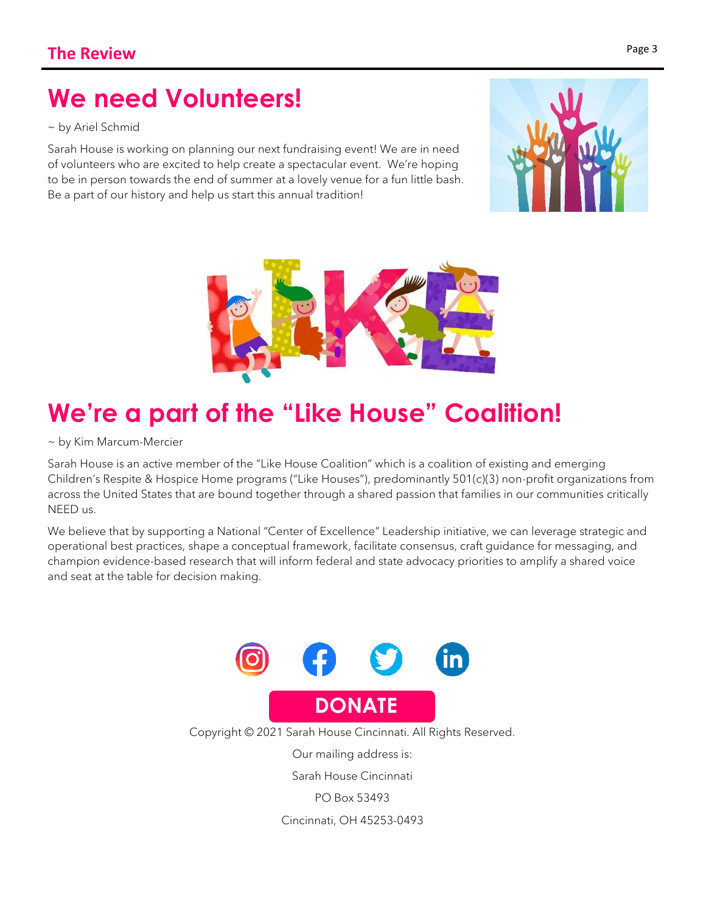# We need Volunteers!

~ by Ariel Schmid

Sarah House is working on planning our next fundraising event! We are in need of volunteers who are excited to help create a spectacular event. We're hoping to be in person towards the end of summer at a lovely venue for a fun little bash. Be a part of our history and help us start this annual tradition!

# We're a part of the "Like House" Coalition!

~ by Kim Marcum-Mercier

Sarah House is an active member of the "Like House Coalition" which is a coalition of existing and emerging Children's Respite & Hospice Home programs ("Like Houses"), predominantly 501(c)(3) non-profit organizations from across the United States that are bound together through a shared passion that families in our communities critically NEED us.

We believe that by supporting a National "Center of Excellence" Leadership initiative, we can leverage strategic and operational best practices, shape a conceptual framework, facilitate consensus, craft guidance for messaging, and champion evidence-based research that will inform federal and state advocacy priorities to amplify a shared voice and seat at the table for decision making.

**DONATE**

Copyright © 2021 Sarah House Cincinnati. All Rights Reserved.

Our mailing address is:

Sarah House Cincinnati

PO Box 53493

Cincinnati, OH 45253-0493